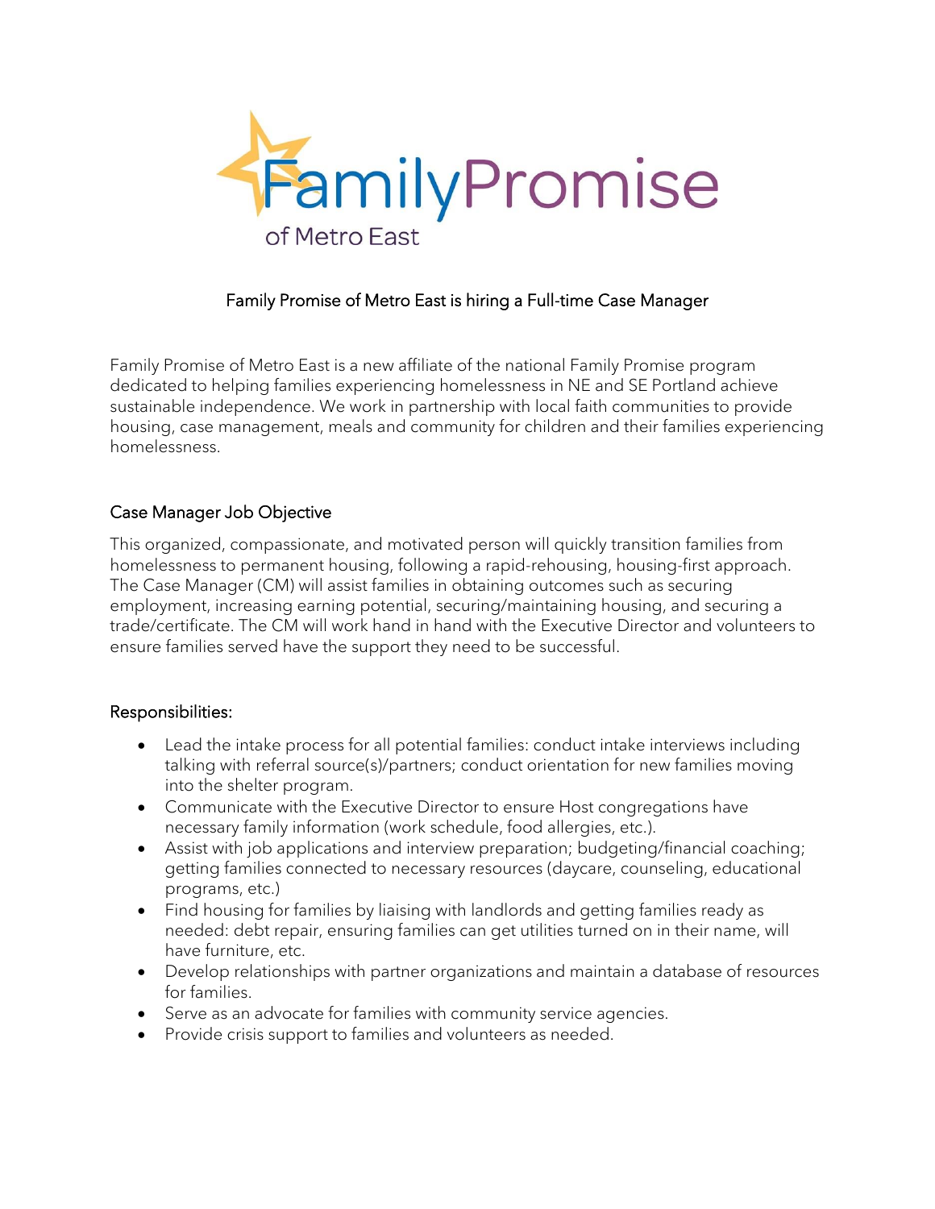# Family Promise of Metro East

## Family Promise of Metro East is hiring a Full-time Case Manager

Family Promise of Metro East is a new affiliate of the national Family Promise program dedicated to helping families experiencing homelessness in NE and SE Portland achieve sustainable independence. We work in partnership with local faith communities to provide housing, case management, meals and community for children and their families experiencing homelessness.

### Case Manager Job Objective

This organized, compassionate, and motivated person will quickly transition families from homelessness to permanent housing, following a rapid-rehousing, housing-first approach. The Case Manager (CM) will assist families in obtaining outcomes such as securing employment, increasing earning potential, securing/maintaining housing, and securing a trade/certificate. The CM will work hand in hand with the Executive Director and volunteers to ensure families served have the support they need to be successful.

### Responsibilities:

- Lead the intake process for all potential families: conduct intake interviews including talking with referral source(s)/partners; conduct orientation for new families moving into the shelter program.
- Communicate with the Executive Director to ensure Host congregations have necessary family information (work schedule, food allergies, etc.).
- Assist with job applications and interview preparation; budgeting/financial coaching; getting families connected to necessary resources (daycare, counseling, educational programs, etc.)
- Find housing for families by liaising with landlords and getting families ready as needed: debt repair, ensuring families can get utilities turned on in their name, will have furniture, etc.
- Develop relationships with partner organizations and maintain a database of resources for families.
- Serve as an advocate for families with community service agencies.
- Provide crisis support to families and volunteers as needed.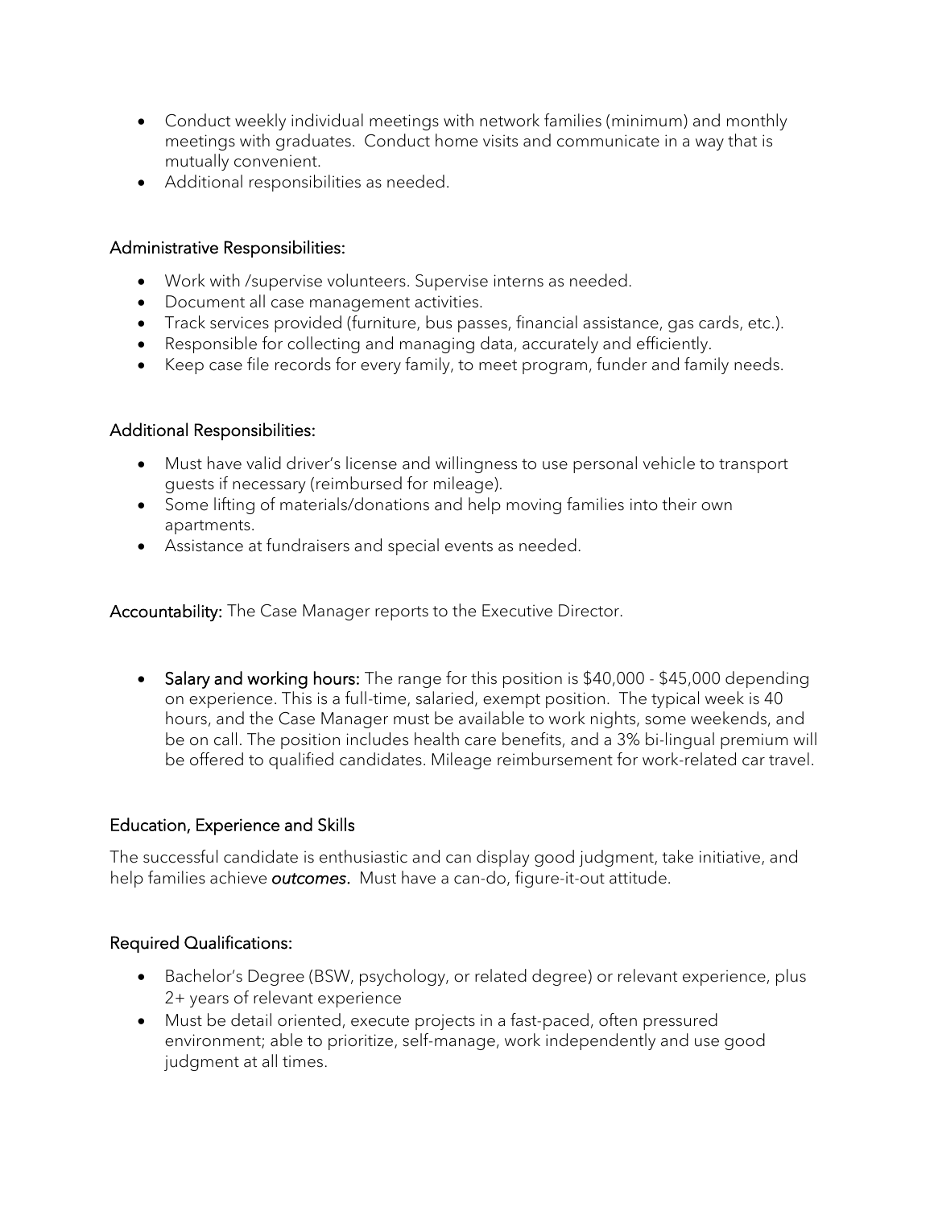- Conduct weekly individual meetings with network families (minimum) and monthly meetings with graduates. Conduct home visits and communicate in a way that is mutually convenient.
- Additional responsibilities as needed.

### Administrative Responsibilities:

- Work with /supervise volunteers. Supervise interns as needed.
- Document all case management activities.
- Track services provided (furniture, bus passes, financial assistance, gas cards, etc.).
- Responsible for collecting and managing data, accurately and efficiently.
- Keep case file records for every family, to meet program, funder and family needs.

### Additional Responsibilities:

- Must have valid driver's license and willingness to use personal vehicle to transport guests if necessary (reimbursed for mileage).
- Some lifting of materials/donations and help moving families into their own apartments.
- Assistance at fundraisers and special events as needed.

**Accountability:** The Case Manager reports to the Executive Director.

- **Salary and working hours:** The range for this position is $40,000 - $45,000 depending on experience. This is a full-time, salaried, exempt position. The typical week is 40 hours, and the Case Manager must be available to work nights, some weekends, and be on call. The position includes health care benefits, and a 3% bi-lingual premium will be offered to qualified candidates. Mileage reimbursement for work-related car travel.

### Education, Experience and Skills

The successful candidate is enthusiastic and can display good judgment, take initiative, and help families achieve ***outcomes***. Must have a can-do, figure-it-out attitude.

### Required Qualifications:

- Bachelor's Degree (BSW, psychology, or related degree) or relevant experience, plus 2+ years of relevant experience
- Must be detail oriented, execute projects in a fast-paced, often pressured environment; able to prioritize, self-manage, work independently and use good judgment at all times.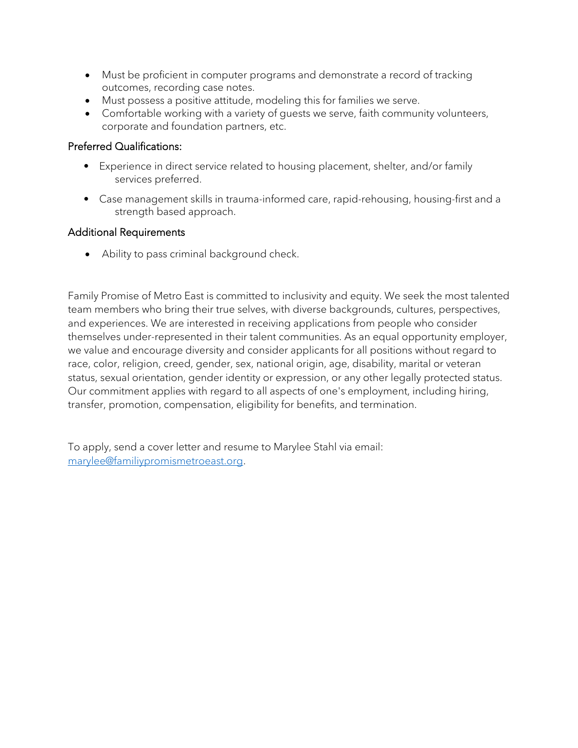- Must be proficient in computer programs and demonstrate a record of tracking outcomes, recording case notes.
- Must possess a positive attitude, modeling this for families we serve.
- Comfortable working with a variety of guests we serve, faith community volunteers, corporate and foundation partners, etc.

Preferred Qualifications:

- Experience in direct service related to housing placement, shelter, and/or family services preferred.
- Case management skills in trauma-informed care, rapid-rehousing, housing-first and a strength based approach.

Additional Requirements

- Ability to pass criminal background check.

Family Promise of Metro East is committed to inclusivity and equity. We seek the most talented team members who bring their true selves, with diverse backgrounds, cultures, perspectives, and experiences. We are interested in receiving applications from people who consider themselves under-represented in their talent communities. As an equal opportunity employer, we value and encourage diversity and consider applicants for all positions without regard to race, color, religion, creed, gender, sex, national origin, age, disability, marital or veteran status, sexual orientation, gender identity or expression, or any other legally protected status. Our commitment applies with regard to all aspects of one's employment, including hiring, transfer, promotion, compensation, eligibility for benefits, and termination.

To apply, send a cover letter and resume to Marylee Stahl via email: [marylee@familiypromismetroeast.org](mailto:marylee@familiypromismetroeast.org).